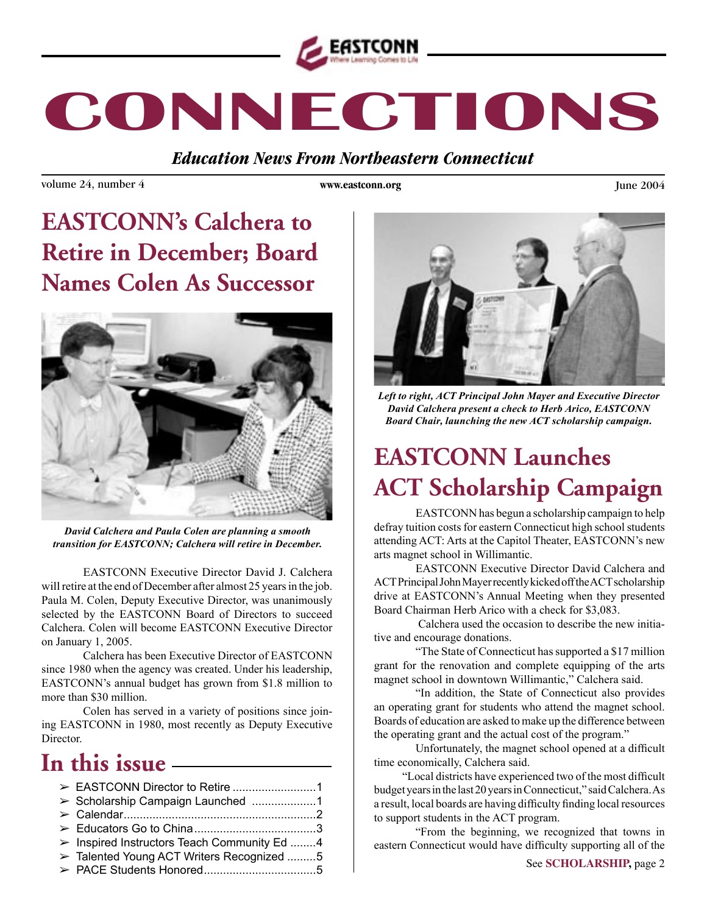EASTCONN
Where Learning Comes to Life

# CONNECTIONS

***Education News From Northeastern Connecticut***

volume 24, number 4 — www.eastconn.org — June 2004

## EASTCONN's Calchera to Retire in December; Board Names Colen As Successor

***David Calchera and Paula Colen are planning a smooth transition for EASTCONN; Calchera will retire in December.***

EASTCONN Executive Director David J. Calchera will retire at the end of December after almost 25 years in the job. Paula M. Colen, Deputy Executive Director, was unanimously selected by the EASTCONN Board of Directors to succeed Calchera. Colen will become EASTCONN Executive Director on January 1, 2005.

Calchera has been Executive Director of EASTCONN since 1980 when the agency was created. Under his leadership, EASTCONN's annual budget has grown from $1.8 million to more than $30 million.

Colen has served in a variety of positions since joining EASTCONN in 1980, most recently as Deputy Executive Director.

## In this issue

- EASTCONN Director to Retire ..........1
- Scholarship Campaign Launched ..........1
- Calendar..........2
- Educators Go to China..........3
- Inspired Instructors Teach Community Ed ..........4
- Talented Young ACT Writers Recognized ..........5
- PACE Students Honored..........5

***Left to right, ACT Principal John Mayer and Executive Director David Calchera present a check to Herb Arico, EASTCONN Board Chair, launching the new ACT scholarship campaign.***

## EASTCONN Launches ACT Scholarship Campaign

EASTCONN has begun a scholarship campaign to help defray tuition costs for eastern Connecticut high school students attending ACT: Arts at the Capitol Theater, EASTCONN's new arts magnet school in Willimantic.

EASTCONN Executive Director David Calchera and ACT Principal John Mayer recently kicked off the ACT scholarship drive at EASTCONN's Annual Meeting when they presented Board Chairman Herb Arico with a check for $3,083.

Calchera used the occasion to describe the new initiative and encourage donations.

"The State of Connecticut has supported a $17 million grant for the renovation and complete equipping of the arts magnet school in downtown Willimantic," Calchera said.

"In addition, the State of Connecticut also provides an operating grant for students who attend the magnet school. Boards of education are asked to make up the difference between the operating grant and the actual cost of the program."

Unfortunately, the magnet school opened at a difficult time economically, Calchera said.

"Local districts have experienced two of the most difficult budget years in the last 20 years in Connecticut," said Calchera. As a result, local boards are having difficulty finding local resources to support students in the ACT program.

"From the beginning, we recognized that towns in eastern Connecticut would have difficulty supporting all of the

See **SCHOLARSHIP,** page 2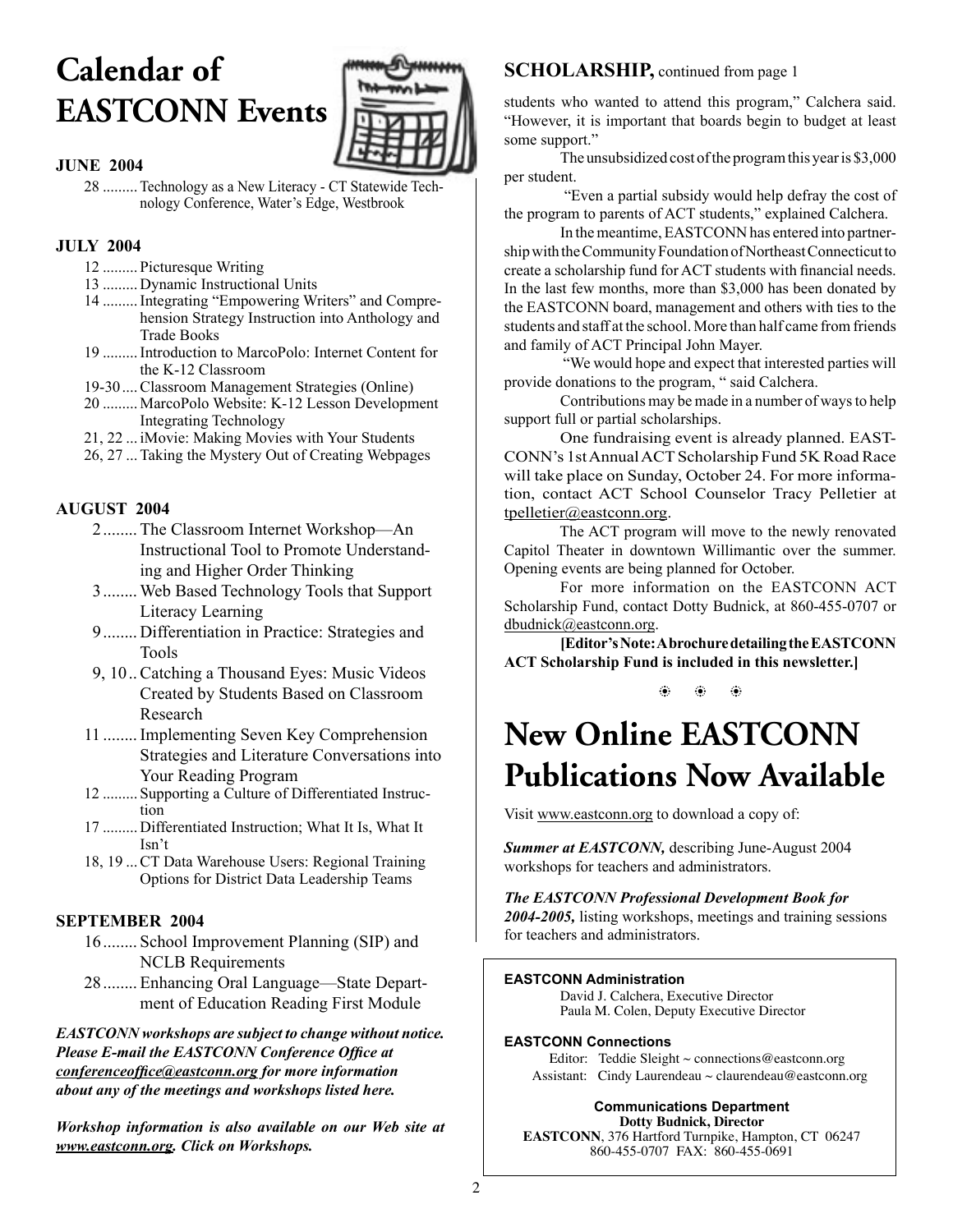# Calendar of EASTCONN Events

### JUNE 2004

28 ......... Technology as a New Literacy - CT Statewide Technology Conference, Water's Edge, Westbrook

### JULY 2004

12 ......... Picturesque Writing

13 ......... Dynamic Instructional Units

14 ......... Integrating "Empowering Writers" and Comprehension Strategy Instruction into Anthology and Trade Books

19 ......... Introduction to MarcoPolo: Internet Content for the K-12 Classroom

19-30 .... Classroom Management Strategies (Online)

20 ......... MarcoPolo Website: K-12 Lesson Development Integrating Technology

21, 22 ... iMovie: Making Movies with Your Students

26, 27 ... Taking the Mystery Out of Creating Webpages

### AUGUST 2004

2 ........ The Classroom Internet Workshop—An Instructional Tool to Promote Understanding and Higher Order Thinking

3 ........ Web Based Technology Tools that Support Literacy Learning

9 ........ Differentiation in Practice: Strategies and Tools

9, 10 .. Catching a Thousand Eyes: Music Videos Created by Students Based on Classroom Research

11 ........ Implementing Seven Key Comprehension Strategies and Literature Conversations into Your Reading Program

12 ......... Supporting a Culture of Differentiated Instruction

17 ......... Differentiated Instruction; What It Is, What It Isn't

18, 19 ... CT Data Warehouse Users: Regional Training Options for District Data Leadership Teams

### SEPTEMBER 2004

16 ........ School Improvement Planning (SIP) and NCLB Requirements

28 ........ Enhancing Oral Language—State Department of Education Reading First Module

***EASTCONN workshops are subject to change without notice. Please E-mail the EASTCONN Conference Office at conferenceoffice@eastconn.org for more information about any of the meetings and workshops listed here.***

***Workshop information is also available on our Web site at www.eastconn.org. Click on Workshops.***

## SCHOLARSHIP, continued from page 1

students who wanted to attend this program," Calchera said. "However, it is important that boards begin to budget at least some support."

The unsubsidized cost of the program this year is $3,000 per student.

"Even a partial subsidy would help defray the cost of the program to parents of ACT students," explained Calchera.

In the meantime, EASTCONN has entered into partnership with the Community Foundation of Northeast Connecticut to create a scholarship fund for ACT students with financial needs. In the last few months, more than $3,000 has been donated by the EASTCONN board, management and others with ties to the students and staff at the school. More than half came from friends and family of ACT Principal John Mayer.

"We would hope and expect that interested parties will provide donations to the program, " said Calchera.

Contributions may be made in a number of ways to help support full or partial scholarships.

One fundraising event is already planned. EASTCONN's 1st Annual ACT Scholarship Fund 5K Road Race will take place on Sunday, October 24. For more information, contact ACT School Counselor Tracy Pelletier at tpelletier@eastconn.org.

The ACT program will move to the newly renovated Capitol Theater in downtown Willimantic over the summer. Opening events are being planned for October.

For more information on the EASTCONN ACT Scholarship Fund, contact Dotty Budnick, at 860-455-0707 or dbudnick@eastconn.org.

**[Editor's Note: A brochure detailing the EASTCONN ACT Scholarship Fund is included in this newsletter.]**

# New Online EASTCONN Publications Now Available

Visit www.eastconn.org to download a copy of:

***Summer at EASTCONN,*** describing June-August 2004 workshops for teachers and administrators.

***The EASTCONN Professional Development Book for 2004-2005,*** listing workshops, meetings and training sessions for teachers and administrators.

**EASTCONN Administration**

David J. Calchera, Executive Director
Paula M. Colen, Deputy Executive Director

**EASTCONN Connections**

Editor: Teddie Sleight ~ connections@eastconn.org
Assistant: Cindy Laurendeau ~ claurendeau@eastconn.org

**Communications Department**
**Dotty Budnick, Director**
**EASTCONN**, 376 Hartford Turnpike, Hampton, CT 06247
860-455-0707 FAX: 860-455-0691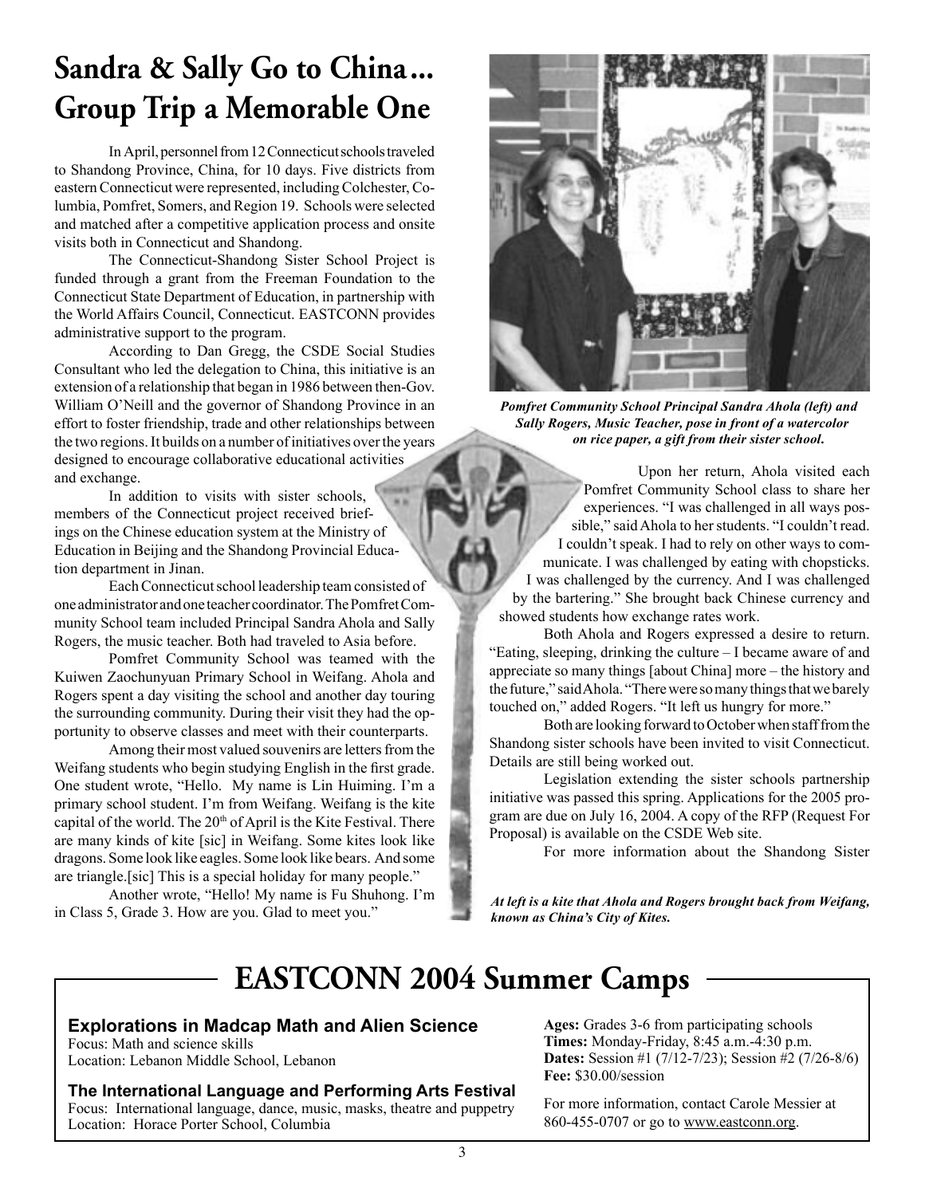# Sandra & Sally Go to China… Group Trip a Memorable One

In April, personnel from 12 Connecticut schools traveled to Shandong Province, China, for 10 days. Five districts from eastern Connecticut were represented, including Colchester, Columbia, Pomfret, Somers, and Region 19. Schools were selected and matched after a competitive application process and onsite visits both in Connecticut and Shandong.

The Connecticut-Shandong Sister School Project is funded through a grant from the Freeman Foundation to the Connecticut State Department of Education, in partnership with the World Affairs Council, Connecticut. EASTCONN provides administrative support to the program.

According to Dan Gregg, the CSDE Social Studies Consultant who led the delegation to China, this initiative is an extension of a relationship that began in 1986 between then-Gov. William O'Neill and the governor of Shandong Province in an effort to foster friendship, trade and other relationships between the two regions. It builds on a number of initiatives over the years designed to encourage collaborative educational activities and exchange.

In addition to visits with sister schools, members of the Connecticut project received briefings on the Chinese education system at the Ministry of Education in Beijing and the Shandong Provincial Education department in Jinan.

Each Connecticut school leadership team consisted of one administrator and one teacher coordinator. The Pomfret Community School team included Principal Sandra Ahola and Sally Rogers, the music teacher. Both had traveled to Asia before.

Pomfret Community School was teamed with the Kuiwen Zaochunyuan Primary School in Weifang. Ahola and Rogers spent a day visiting the school and another day touring the surrounding community. During their visit they had the opportunity to observe classes and meet with their counterparts.

Among their most valued souvenirs are letters from the Weifang students who begin studying English in the first grade. One student wrote, "Hello. My name is Lin Huiming. I'm a primary school student. I'm from Weifang. Weifang is the kite capital of the world. The 20th of April is the Kite Festival. There are many kinds of kite [sic] in Weifang. Some kites look like dragons. Some look like eagles. Some look like bears. And some are triangle.[sic] This is a special holiday for many people."

Another wrote, "Hello! My name is Fu Shuhong. I'm in Class 5, Grade 3. How are you. Glad to meet you."

***Pomfret Community School Principal Sandra Ahola (left) and Sally Rogers, Music Teacher, pose in front of a watercolor on rice paper, a gift from their sister school.***

Upon her return, Ahola visited each Pomfret Community School class to share her experiences. "I was challenged in all ways possible," said Ahola to her students. "I couldn't read. I couldn't speak. I had to rely on other ways to communicate. I was challenged by eating with chopsticks. I was challenged by the currency. And I was challenged by the bartering." She brought back Chinese currency and showed students how exchange rates work.

Both Ahola and Rogers expressed a desire to return. "Eating, sleeping, drinking the culture – I became aware of and appreciate so many things [about China] more – the history and the future," said Ahola. "There were so many things that we barely touched on," added Rogers. "It left us hungry for more."

Both are looking forward to October when staff from the Shandong sister schools have been invited to visit Connecticut. Details are still being worked out.

Legislation extending the sister schools partnership initiative was passed this spring. Applications for the 2005 program are due on July 16, 2004. A copy of the RFP (Request For Proposal) is available on the CSDE Web site.

For more information about the Shandong Sister

***At left is a kite that Ahola and Rogers brought back from Weifang, known as China's City of Kites.***

# EASTCONN 2004 Summer Camps

**Explorations in Madcap Math and Alien Science**
Focus: Math and science skills
Location: Lebanon Middle School, Lebanon

**The International Language and Performing Arts Festival**
Focus: International language, dance, music, masks, theatre and puppetry
Location: Horace Porter School, Columbia

**Ages:** Grades 3-6 from participating schools
**Times:** Monday-Friday, 8:45 a.m.-4:30 p.m.
**Dates:** Session #1 (7/12-7/23); Session #2 (7/26-8/6)
**Fee:** $30.00/session

For more information, contact Carole Messier at 860-455-0707 or go to www.eastconn.org.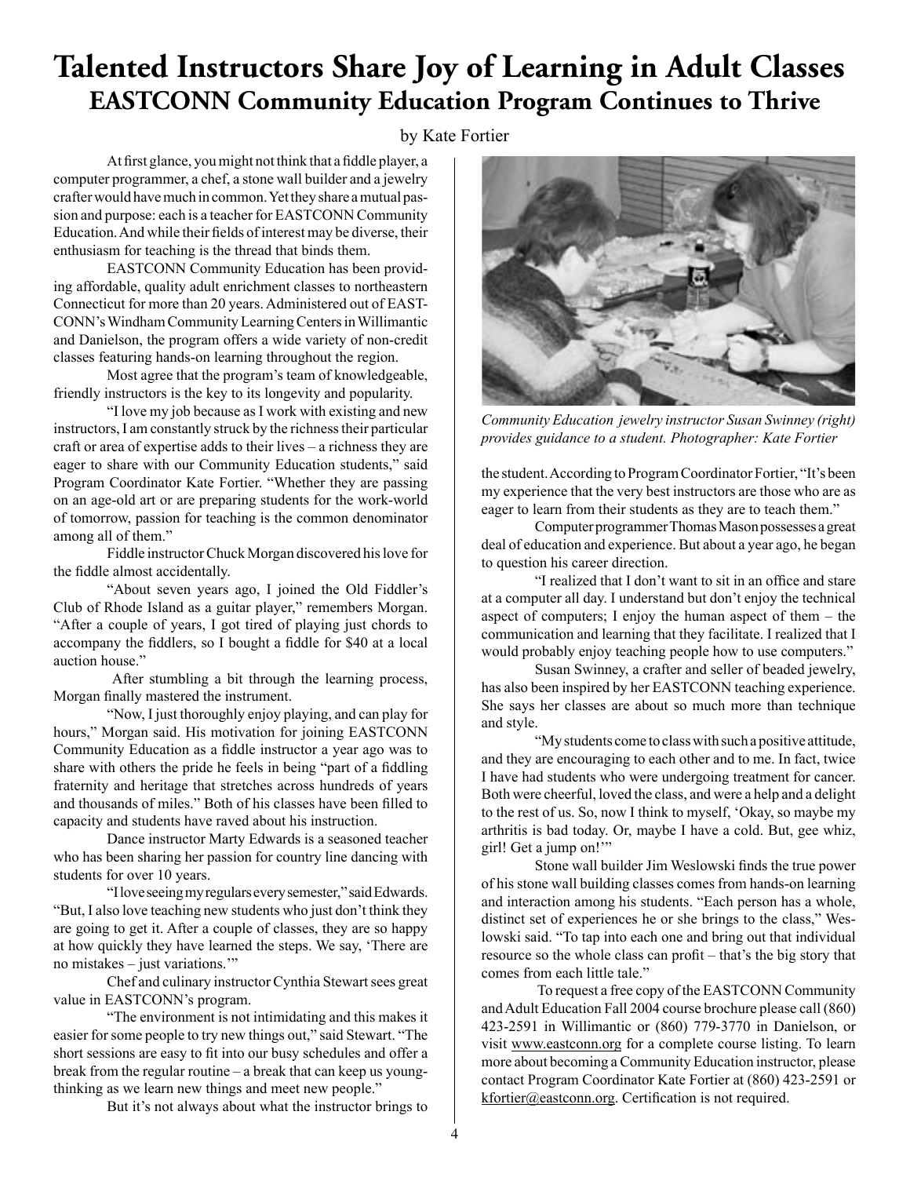# Talented Instructors Share Joy of Learning in Adult Classes

## EASTCONN Community Education Program Continues to Thrive

by Kate Fortier

At first glance, you might not think that a fiddle player, a computer programmer, a chef, a stone wall builder and a jewelry crafter would have much in common. Yet they share a mutual passion and purpose: each is a teacher for EASTCONN Community Education. And while their fields of interest may be diverse, their enthusiasm for teaching is the thread that binds them.

EASTCONN Community Education has been providing affordable, quality adult enrichment classes to northeastern Connecticut for more than 20 years. Administered out of EASTCONN's Windham Community Learning Centers in Willimantic and Danielson, the program offers a wide variety of non-credit classes featuring hands-on learning throughout the region.

Most agree that the program's team of knowledgeable, friendly instructors is the key to its longevity and popularity.

"I love my job because as I work with existing and new instructors, I am constantly struck by the richness their particular craft or area of expertise adds to their lives – a richness they are eager to share with our Community Education students," said Program Coordinator Kate Fortier. "Whether they are passing on an age-old art or are preparing students for the work-world of tomorrow, passion for teaching is the common denominator among all of them."

Fiddle instructor Chuck Morgan discovered his love for the fiddle almost accidentally.

"About seven years ago, I joined the Old Fiddler's Club of Rhode Island as a guitar player," remembers Morgan. "After a couple of years, I got tired of playing just chords to accompany the fiddlers, so I bought a fiddle for $40 at a local auction house."

After stumbling a bit through the learning process, Morgan finally mastered the instrument.

"Now, I just thoroughly enjoy playing, and can play for hours," Morgan said. His motivation for joining EASTCONN Community Education as a fiddle instructor a year ago was to share with others the pride he feels in being "part of a fiddling fraternity and heritage that stretches across hundreds of years and thousands of miles." Both of his classes have been filled to capacity and students have raved about his instruction.

Dance instructor Marty Edwards is a seasoned teacher who has been sharing her passion for country line dancing with students for over 10 years.

"I love seeing my regulars every semester," said Edwards. "But, I also love teaching new students who just don't think they are going to get it. After a couple of classes, they are so happy at how quickly they have learned the steps. We say, 'There are no mistakes – just variations.'"

Chef and culinary instructor Cynthia Stewart sees great value in EASTCONN's program.

"The environment is not intimidating and this makes it easier for some people to try new things out," said Stewart. "The short sessions are easy to fit into our busy schedules and offer a break from the regular routine – a break that can keep us young-thinking as we learn new things and meet new people."

But it's not always about what the instructor brings to the student. According to Program Coordinator Fortier, "It's been my experience that the very best instructors are those who are as eager to learn from their students as they are to teach them."

*Community Education jewelry instructor Susan Swinney (right) provides guidance to a student. Photographer: Kate Fortier*

Computer programmer Thomas Mason possesses a great deal of education and experience. But about a year ago, he began to question his career direction.

"I realized that I don't want to sit in an office and stare at a computer all day. I understand but don't enjoy the technical aspect of computers; I enjoy the human aspect of them – the communication and learning that they facilitate. I realized that I would probably enjoy teaching people how to use computers."

Susan Swinney, a crafter and seller of beaded jewelry, has also been inspired by her EASTCONN teaching experience. She says her classes are about so much more than technique and style.

"My students come to class with such a positive attitude, and they are encouraging to each other and to me. In fact, twice I have had students who were undergoing treatment for cancer. Both were cheerful, loved the class, and were a help and a delight to the rest of us. So, now I think to myself, 'Okay, so maybe my arthritis is bad today. Or, maybe I have a cold. But, gee whiz, girl! Get a jump on!'"

Stone wall builder Jim Weslowski finds the true power of his stone wall building classes comes from hands-on learning and interaction among his students. "Each person has a whole, distinct set of experiences he or she brings to the class," Weslowski said. "To tap into each one and bring out that individual resource so the whole class can profit – that's the big story that comes from each little tale."

To request a free copy of the EASTCONN Community and Adult Education Fall 2004 course brochure please call (860) 423-2591 in Willimantic or (860) 779-3770 in Danielson, or visit www.eastconn.org for a complete course listing. To learn more about becoming a Community Education instructor, please contact Program Coordinator Kate Fortier at (860) 423-2591 or kfortier@eastconn.org. Certification is not required.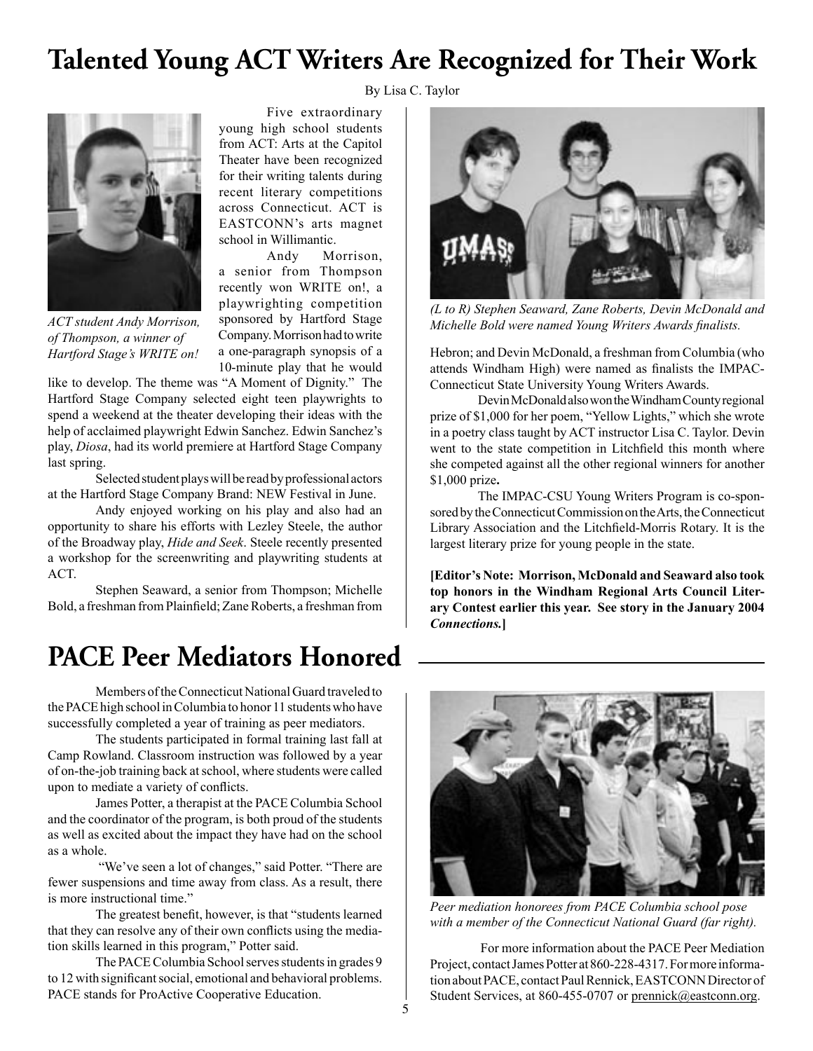# Talented Young ACT Writers Are Recognized for Their Work

By Lisa C. Taylor

*ACT student Andy Morrison, of Thompson, a winner of Hartford Stage's WRITE on!*

Five extraordinary young high school students from ACT: Arts at the Capitol Theater have been recognized for their writing talents during recent literary competitions across Connecticut. ACT is EASTCONN's arts magnet school in Willimantic.

Andy Morrison, a senior from Thompson recently won WRITE on!, a playwrighting competition sponsored by Hartford Stage Company. Morrison had to write a one-paragraph synopsis of a 10-minute play that he would like to develop. The theme was "A Moment of Dignity." The Hartford Stage Company selected eight teen playwrights to spend a weekend at the theater developing their ideas with the help of acclaimed playwright Edwin Sanchez. Edwin Sanchez's play, *Diosa*, had its world premiere at Hartford Stage Company last spring.

Selected student plays will be read by professional actors at the Hartford Stage Company Brand: NEW Festival in June.

Andy enjoyed working on his play and also had an opportunity to share his efforts with Lezley Steele, the author of the Broadway play, *Hide and Seek*. Steele recently presented a workshop for the screenwriting and playwriting students at ACT.

Stephen Seaward, a senior from Thompson; Michelle Bold, a freshman from Plainfield; Zane Roberts, a freshman from Hebron; and Devin McDonald, a freshman from Columbia (who attends Windham High) were named as finalists the IMPAC-Connecticut State University Young Writers Awards.

*(L to R) Stephen Seaward, Zane Roberts, Devin McDonald and Michelle Bold were named Young Writers Awards finalists.*

Devin McDonald also won the Windham County regional prize of $1,000 for her poem, "Yellow Lights," which she wrote in a poetry class taught by ACT instructor Lisa C. Taylor. Devin went to the state competition in Litchfield this month where she competed against all the other regional winners for another $1,000 prize**.**

The IMPAC-CSU Young Writers Program is co-sponsored by the Connecticut Commission on the Arts, the Connecticut Library Association and the Litchfield-Morris Rotary. It is the largest literary prize for young people in the state.

**[Editor's Note: Morrison, McDonald and Seaward also took top honors in the Windham Regional Arts Council Literary Contest earlier this year. See story in the January 2004 *Connections.*]**

# PACE Peer Mediators Honored

Members of the Connecticut National Guard traveled to the PACE high school in Columbia to honor 11 students who have successfully completed a year of training as peer mediators.

The students participated in formal training last fall at Camp Rowland. Classroom instruction was followed by a year of on-the-job training back at school, where students were called upon to mediate a variety of conflicts.

James Potter, a therapist at the PACE Columbia School and the coordinator of the program, is both proud of the students as well as excited about the impact they have had on the school as a whole.

"We've seen a lot of changes," said Potter. "There are fewer suspensions and time away from class. As a result, there is more instructional time."

The greatest benefit, however, is that "students learned that they can resolve any of their own conflicts using the mediation skills learned in this program," Potter said.

The PACE Columbia School serves students in grades 9 to 12 with significant social, emotional and behavioral problems. PACE stands for ProActive Cooperative Education.

*Peer mediation honorees from PACE Columbia school pose with a member of the Connecticut National Guard (far right).*

For more information about the PACE Peer Mediation Project, contact James Potter at 860-228-4317. For more information about PACE, contact Paul Rennick, EASTCONN Director of Student Services, at 860-455-0707 or prennick@eastconn.org.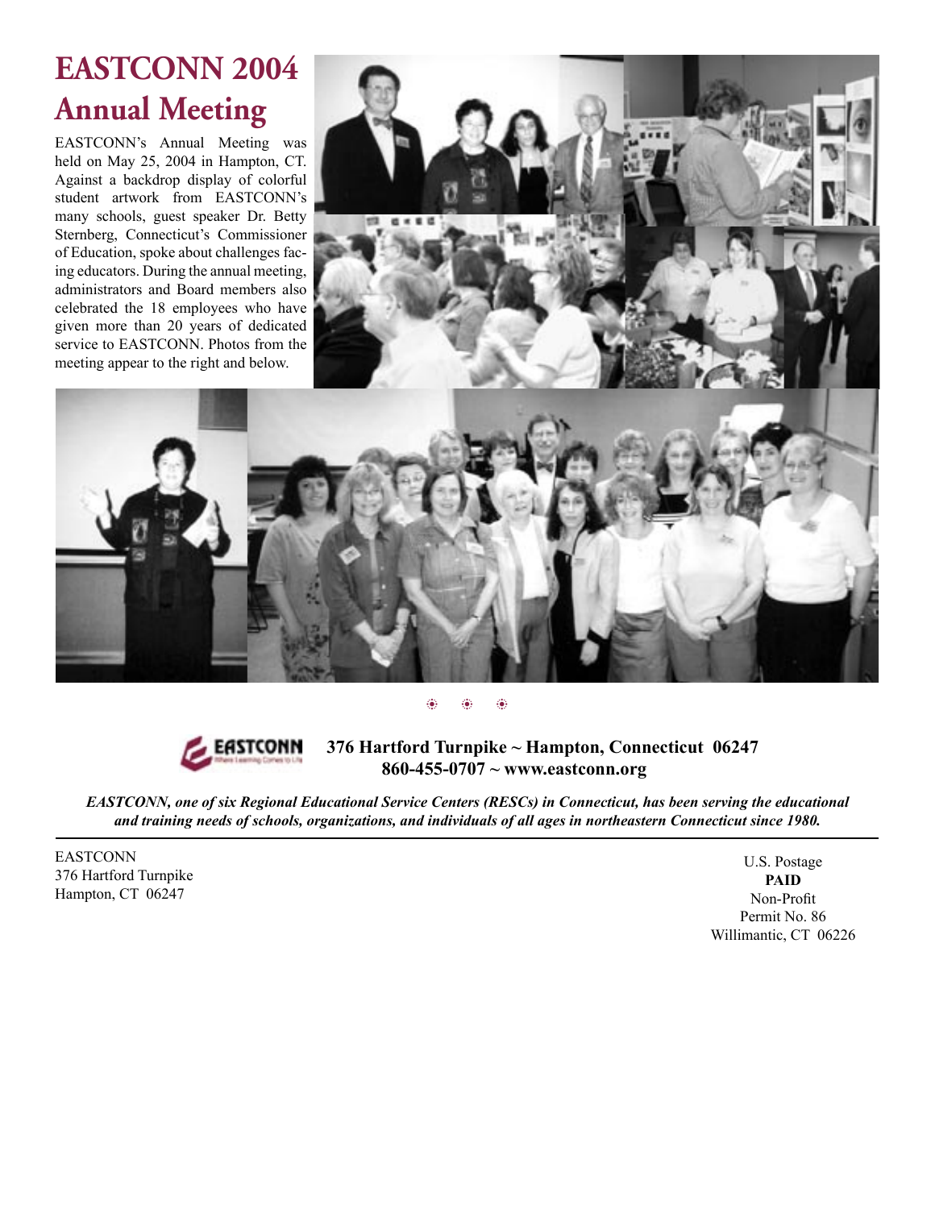# EASTCONN 2004 Annual Meeting

EASTCONN's Annual Meeting was held on May 25, 2004 in Hampton, CT. Against a backdrop display of colorful student artwork from EASTCONN's many schools, guest speaker Dr. Betty Sternberg, Connecticut's Commissioner of Education, spoke about challenges facing educators. During the annual meeting, administrators and Board members also celebrated the 18 employees who have given more than 20 years of dedicated service to EASTCONN. Photos from the meeting appear to the right and below.

**376 Hartford Turnpike ~ Hampton, Connecticut 06247**
**860-455-0707 ~ www.eastconn.org**

***EASTCONN, one of six Regional Educational Service Centers (RESCs) in Connecticut, has been serving the educational and training needs of schools, organizations, and individuals of all ages in northeastern Connecticut since 1980.***

---

EASTCONN
376 Hartford Turnpike
Hampton, CT 06247

U.S. Postage
**PAID**
Non-Profit
Permit No. 86
Willimantic, CT 06226